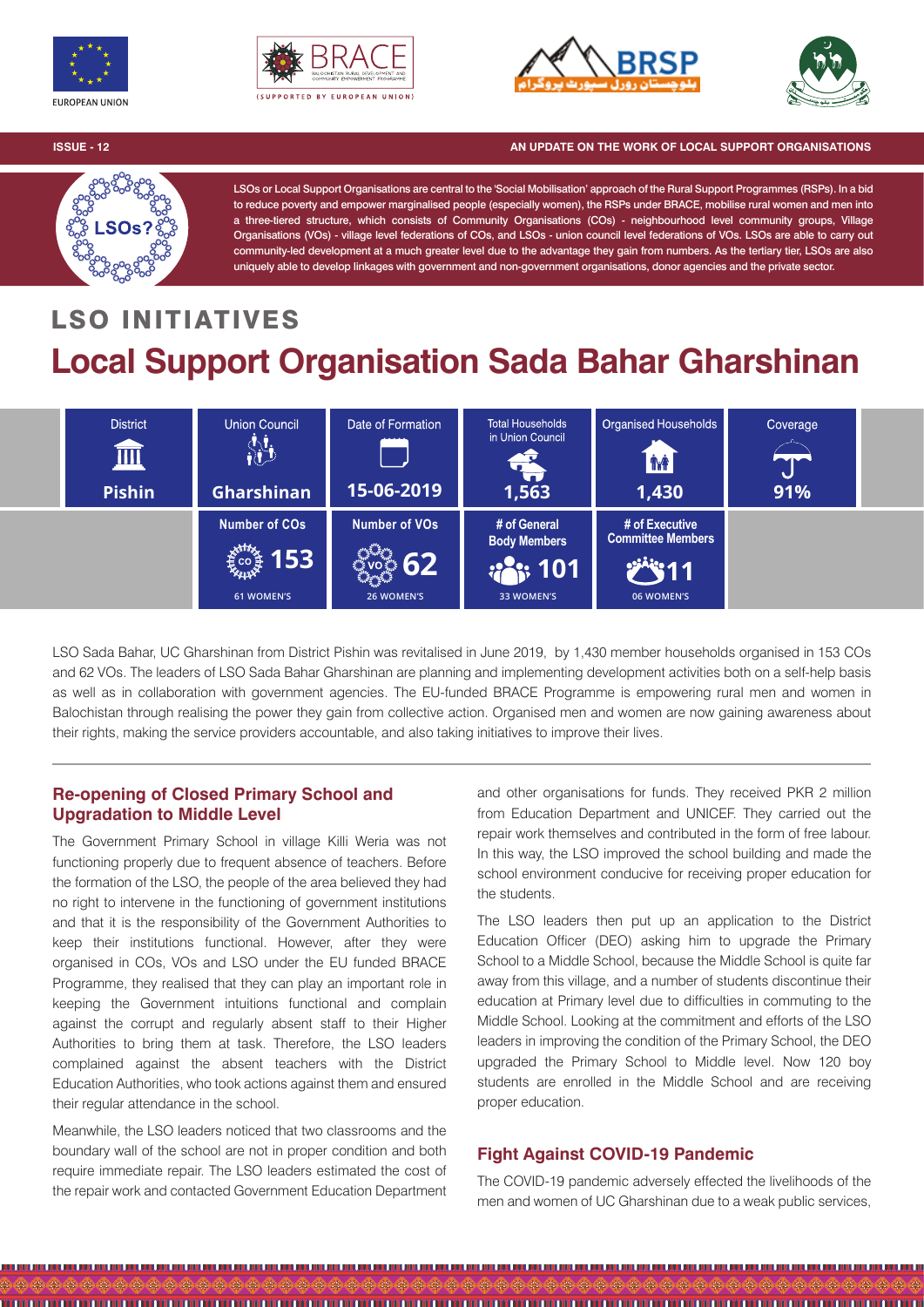**ISSUE - 12** | **AN UPDATE ON THE WORK OF LOCAL SUPPORT ORGANISATIONS**

LSOs or Local Support Organisations are central to the 'Social Mobilisation' approach of the Rural Support Programmes (RSPs). In a bid to reduce poverty and empower marginalised people (especially women), the RSPs under BRACE, mobilise rural women and men into a three-tiered structure, which consists of Community Organisations (COs) - neighbourhood level community groups, Village Organisations (VOs) - village level federations of COs, and LSOs - union council level federations of VOs. LSOs are able to carry out community-led development at a much greater level due to the advantage they gain from numbers. As the tertiary tier, LSOs are also uniquely able to develop linkages with government and non-government organisations, donor agencies and the private sector.

## LSO INITIATIVES

# Local Support Organisation Sada Bahar Gharshinan

| District | Union Council | Date of Formation | Total Households in Union Council | Organised Households | Coverage |
|---|---|---|---|---|---|
| Pishin | Gharshinan | 15-06-2019 | 1,563 | 1,430 | 91% |

| Number of COs | Number of VOs | # of General Body Members | # of Executive Committee Members |
|---|---|---|---|
| 153 (61 WOMEN'S) | 62 (26 WOMEN'S) | 101 (33 WOMEN'S) | 11 (06 WOMEN'S) |

LSO Sada Bahar, UC Gharshinan from District Pishin was revitalised in June 2019, by 1,430 member households organised in 153 COs and 62 VOs. The leaders of LSO Sada Bahar Gharshinan are planning and implementing development activities both on a self-help basis as well as in collaboration with government agencies. The EU-funded BRACE Programme is empowering rural men and women in Balochistan through realising the power they gain from collective action. Organised men and women are now gaining awareness about their rights, making the service providers accountable, and also taking initiatives to improve their lives.

### Re-opening of Closed Primary School and Upgradation to Middle Level

The Government Primary School in village Killi Weria was not functioning properly due to frequent absence of teachers. Before the formation of the LSO, the people of the area believed they had no right to intervene in the functioning of government institutions and that it is the responsibility of the Government Authorities to keep their institutions functional. However, after they were organised in COs, VOs and LSO under the EU funded BRACE Programme, they realised that they can play an important role in keeping the Government intuitions functional and complain against the corrupt and regularly absent staff to their Higher Authorities to bring them at task. Therefore, the LSO leaders complained against the absent teachers with the District Education Authorities, who took actions against them and ensured their regular attendance in the school.

Meanwhile, the LSO leaders noticed that two classrooms and the boundary wall of the school are not in proper condition and both require immediate repair. The LSO leaders estimated the cost of the repair work and contacted Government Education Department and other organisations for funds. They received PKR 2 million from Education Department and UNICEF. They carried out the repair work themselves and contributed in the form of free labour. In this way, the LSO improved the school building and made the school environment conducive for receiving proper education for the students.

The LSO leaders then put up an application to the District Education Officer (DEO) asking him to upgrade the Primary School to a Middle School, because the Middle School is quite far away from this village, and a number of students discontinue their education at Primary level due to difficulties in commuting to the Middle School. Looking at the commitment and efforts of the LSO leaders in improving the condition of the Primary School, the DEO upgraded the Primary School to Middle level. Now 120 boy students are enrolled in the Middle School and are receiving proper education.

### Fight Against COVID-19 Pandemic

The COVID-19 pandemic adversely effected the livelihoods of the men and women of UC Gharshinan due to a weak public services,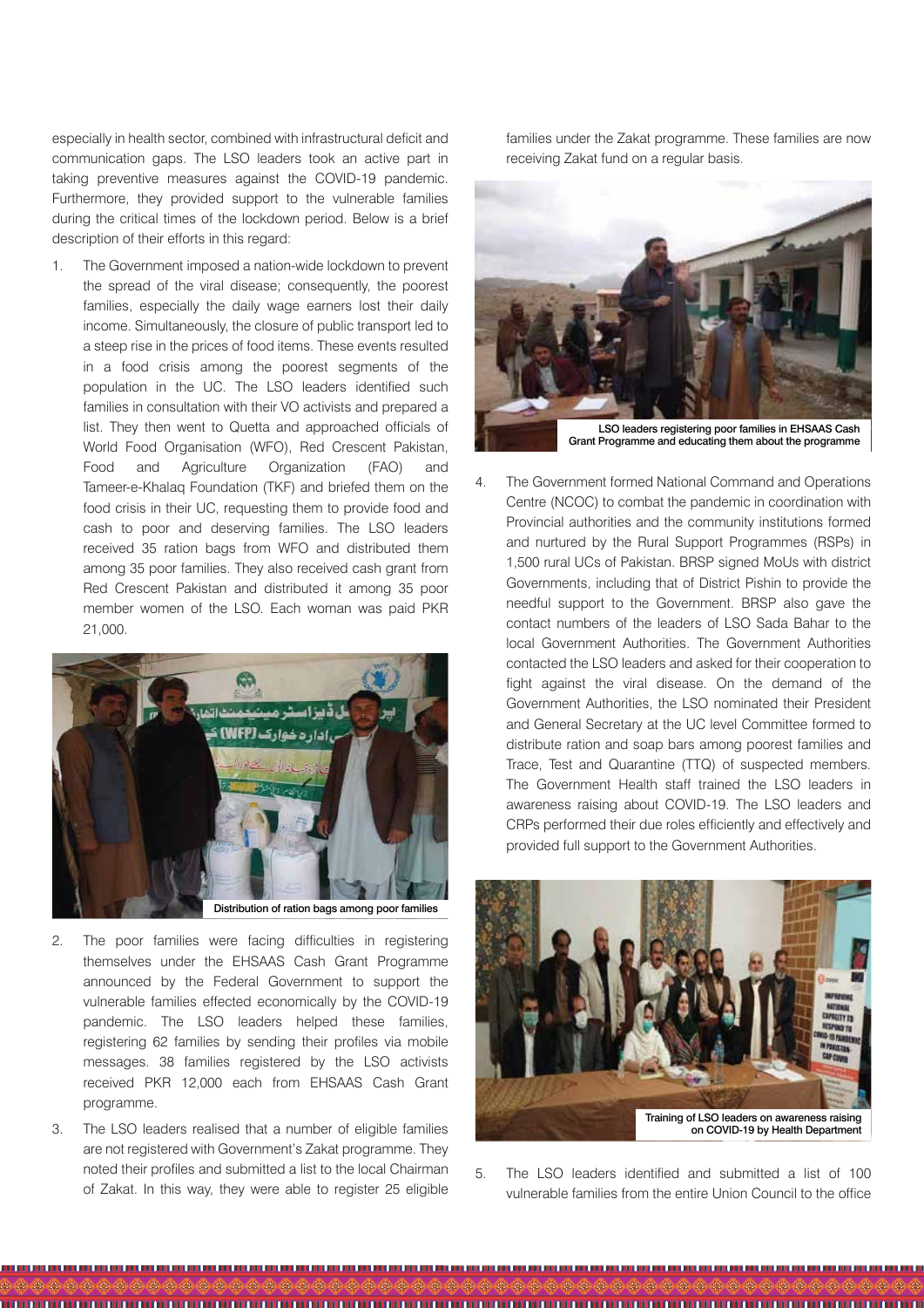especially in health sector, combined with infrastructural deficit and communication gaps. The LSO leaders took an active part in taking preventive measures against the COVID-19 pandemic. Furthermore, they provided support to the vulnerable families during the critical times of the lockdown period. Below is a brief description of their efforts in this regard:

1. The Government imposed a nation-wide lockdown to prevent the spread of the viral disease; consequently, the poorest families, especially the daily wage earners lost their daily income. Simultaneously, the closure of public transport led to a steep rise in the prices of food items. These events resulted in a food crisis among the poorest segments of the population in the UC. The LSO leaders identified such families in consultation with their VO activists and prepared a list. They then went to Quetta and approached officials of World Food Organisation (WFO), Red Crescent Pakistan, Food and Agriculture Organization (FAO) and Tameer-e-Khalaq Foundation (TKF) and briefed them on the food crisis in their UC, requesting them to provide food and cash to poor and deserving families. The LSO leaders received 35 ration bags from WFO and distributed them among 35 poor families. They also received cash grant from Red Crescent Pakistan and distributed it among 35 poor member women of the LSO. Each woman was paid PKR 21,000.

Distribution of ration bags among poor families

2. The poor families were facing difficulties in registering themselves under the EHSAAS Cash Grant Programme announced by the Federal Government to support the vulnerable families effected economically by the COVID-19 pandemic. The LSO leaders helped these families, registering 62 families by sending their profiles via mobile messages. 38 families registered by the LSO activists received PKR 12,000 each from EHSAAS Cash Grant programme.

3. The LSO leaders realised that a number of eligible families are not registered with Government's Zakat programme. They noted their profiles and submitted a list to the local Chairman of Zakat. In this way, they were able to register 25 eligible families under the Zakat programme. These families are now receiving Zakat fund on a regular basis.

LSO leaders registering poor families in EHSAAS Cash Grant Programme and educating them about the programme

4. The Government formed National Command and Operations Centre (NCOC) to combat the pandemic in coordination with Provincial authorities and the community institutions formed and nurtured by the Rural Support Programmes (RSPs) in 1,500 rural UCs of Pakistan. BRSP signed MoUs with district Governments, including that of District Pishin to provide the needful support to the Government. BRSP also gave the contact numbers of the leaders of LSO Sada Bahar to the local Government Authorities. The Government Authorities contacted the LSO leaders and asked for their cooperation to fight against the viral disease. On the demand of the Government Authorities, the LSO nominated their President and General Secretary at the UC level Committee formed to distribute ration and soap bars among poorest families and Trace, Test and Quarantine (TTQ) of suspected members. The Government Health staff trained the LSO leaders in awareness raising about COVID-19. The LSO leaders and CRPs performed their due roles efficiently and effectively and provided full support to the Government Authorities.

Training of LSO leaders on awareness raising on COVID-19 by Health Department

5. The LSO leaders identified and submitted a list of 100 vulnerable families from the entire Union Council to the office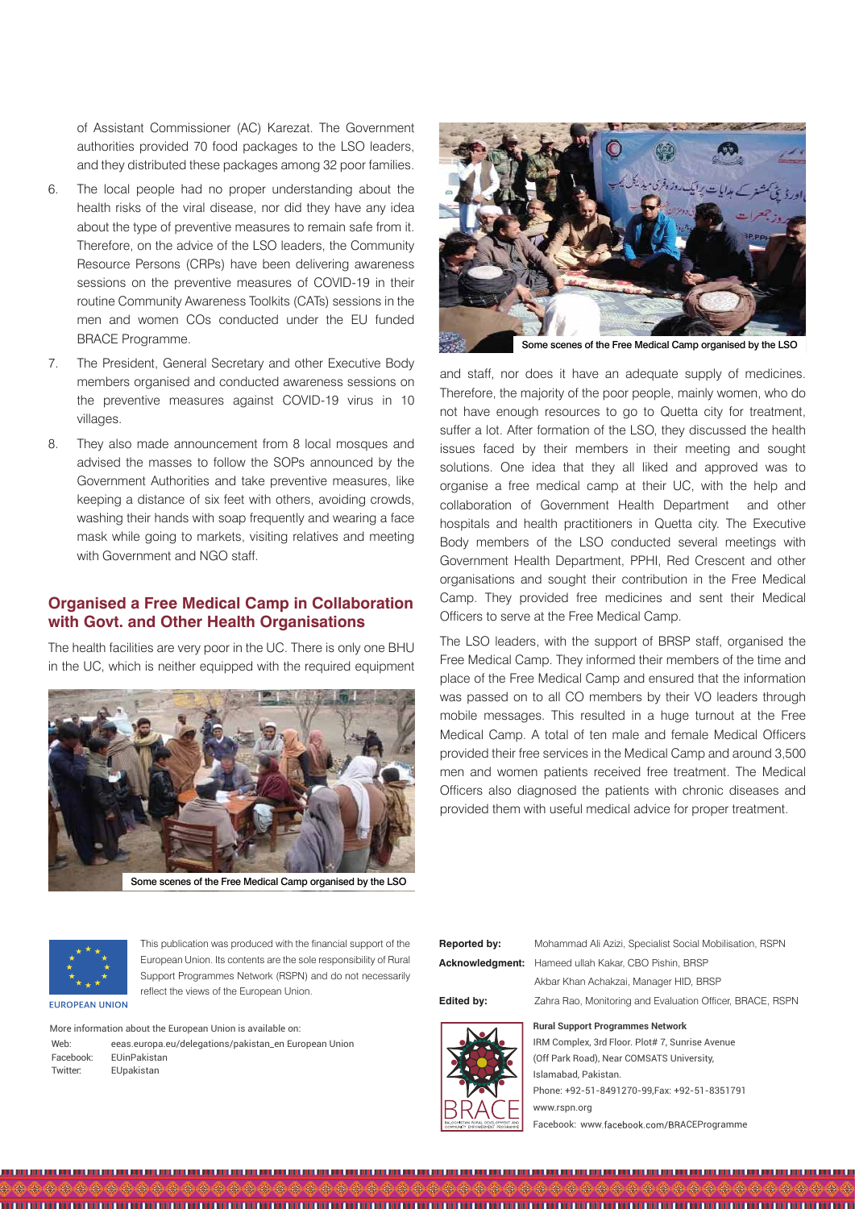of Assistant Commissioner (AC) Karezat. The Government authorities provided 70 food packages to the LSO leaders, and they distributed these packages among 32 poor families.

6. The local people had no proper understanding about the health risks of the viral disease, nor did they have any idea about the type of preventive measures to remain safe from it. Therefore, on the advice of the LSO leaders, the Community Resource Persons (CRPs) have been delivering awareness sessions on the preventive measures of COVID-19 in their routine Community Awareness Toolkits (CATs) sessions in the men and women COs conducted under the EU funded BRACE Programme.
7. The President, General Secretary and other Executive Body members organised and conducted awareness sessions on the preventive measures against COVID-19 virus in 10 villages.
8. They also made announcement from 8 local mosques and advised the masses to follow the SOPs announced by the Government Authorities and take preventive measures, like keeping a distance of six feet with others, avoiding crowds, washing their hands with soap frequently and wearing a face mask while going to markets, visiting relatives and meeting with Government and NGO staff.

### Organised a Free Medical Camp in Collaboration with Govt. and Other Health Organisations

The health facilities are very poor in the UC. There is only one BHU in the UC, which is neither equipped with the required equipment and staff, nor does it have an adequate supply of medicines. Therefore, the majority of the poor people, mainly women, who do not have enough resources to go to Quetta city for treatment, suffer a lot. After formation of the LSO, they discussed the health issues faced by their members in their meeting and sought solutions. One idea that they all liked and approved was to organise a free medical camp at their UC, with the help and collaboration of Government Health Department and other hospitals and health practitioners in Quetta city. The Executive Body members of the LSO conducted several meetings with Government Health Department, PPHI, Red Crescent and other organisations and sought their contribution in the Free Medical Camp. They provided free medicines and sent their Medical Officers to serve at the Free Medical Camp.

Some scenes of the Free Medical Camp organised by the LSO

Some scenes of the Free Medical Camp organised by the LSO

The LSO leaders, with the support of BRSP staff, organised the Free Medical Camp. They informed their members of the time and place of the Free Medical Camp and ensured that the information was passed on to all CO members by their VO leaders through mobile messages. This resulted in a huge turnout at the Free Medical Camp. A total of ten male and female Medical Officers provided their free services in the Medical Camp and around 3,500 men and women patients received free treatment. The Medical Officers also diagnosed the patients with chronic diseases and provided them with useful medical advice for proper treatment.

EUROPEAN UNION

This publication was produced with the financial support of the European Union. Its contents are the sole responsibility of Rural Support Programmes Network (RSPN) and do not necessarily reflect the views of the European Union.

More information about the European Union is available on:

Web: eeas.europa.eu/delegations/pakistan_en European Union
Facebook: EUinPakistan
Twitter: EUpakistan

**Reported by:** Mohammad Ali Azizi, Specialist Social Mobilisation, RSPN
**Acknowledgment:** Hameed ullah Kakar, CBO Pishin, BRSP
Akbar Khan Achakzai, Manager HID, BRSP
**Edited by:** Zahra Rao, Monitoring and Evaluation Officer, BRACE, RSPN

**Rural Support Programmes Network**
IRM Complex, 3rd Floor. Plot# 7, Sunrise Avenue
(Off Park Road), Near COMSATS University,
Islamabad, Pakistan.
Phone: +92-51-8491270-99,Fax: +92-51-8351791
www.rspn.org
Facebook: www.facebook.com/BRACEProgramme